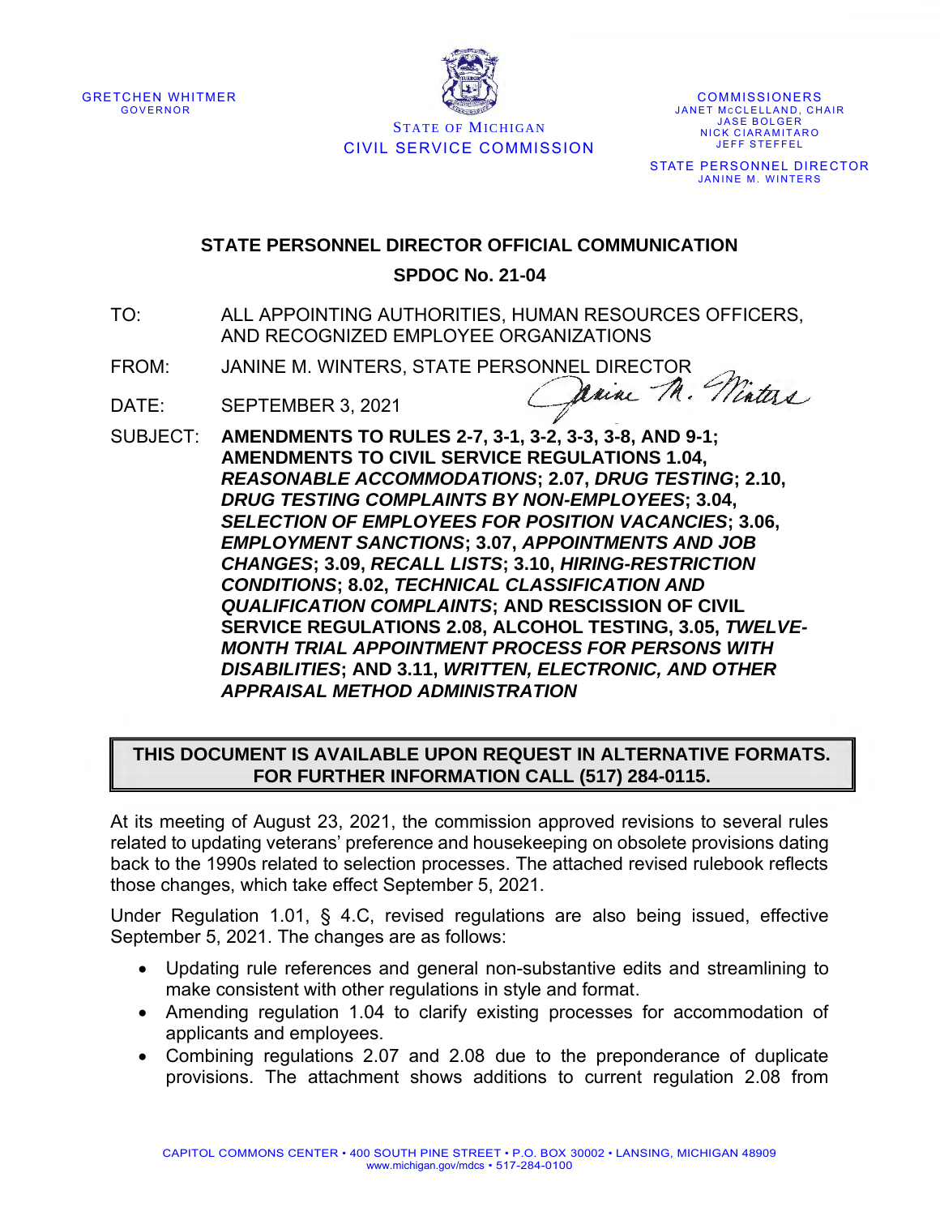GRETCHEN WHITMER
GOVERNOR

STATE OF MICHIGAN
CIVIL SERVICE COMMISSION

COMMISSIONERS
JANET McCLELLAND, CHAIR
JASE BOLGER
NICK CIARAMITARO
JEFF STEFFEL

STATE PERSONNEL DIRECTOR
JANINE M. WINTERS

## STATE PERSONNEL DIRECTOR OFFICIAL COMMUNICATION

## SPDOC No. 21-04

TO: ALL APPOINTING AUTHORITIES, HUMAN RESOURCES OFFICERS, AND RECOGNIZED EMPLOYEE ORGANIZATIONS

FROM: JANINE M. WINTERS, STATE PERSONNEL DIRECTOR

DATE: SEPTEMBER 3, 2021

SUBJECT: **AMENDMENTS TO RULES 2-7, 3-1, 3-2, 3-3, 3-8, AND 9-1; AMENDMENTS TO CIVIL SERVICE REGULATIONS 1.04, *REASONABLE ACCOMMODATIONS*; 2.07, *DRUG TESTING*; 2.10, *DRUG TESTING COMPLAINTS BY NON-EMPLOYEES*; 3.04, *SELECTION OF EMPLOYEES FOR POSITION VACANCIES*; 3.06, *EMPLOYMENT SANCTIONS*; 3.07, *APPOINTMENTS AND JOB CHANGES*; 3.09, *RECALL LISTS*; 3.10, *HIRING-RESTRICTION CONDITIONS*; 8.02, *TECHNICAL CLASSIFICATION AND QUALIFICATION COMPLAINTS*; AND RESCISSION OF CIVIL SERVICE REGULATIONS 2.08, ALCOHOL TESTING, 3.05, *TWELVE-MONTH TRIAL APPOINTMENT PROCESS FOR PERSONS WITH DISABILITIES*; AND 3.11, *WRITTEN, ELECTRONIC, AND OTHER APPRAISAL METHOD ADMINISTRATION***

**THIS DOCUMENT IS AVAILABLE UPON REQUEST IN ALTERNATIVE FORMATS. FOR FURTHER INFORMATION CALL (517) 284-0115.**

At its meeting of August 23, 2021, the commission approved revisions to several rules related to updating veterans' preference and housekeeping on obsolete provisions dating back to the 1990s related to selection processes. The attached revised rulebook reflects those changes, which take effect September 5, 2021.

Under Regulation 1.01, § 4.C, revised regulations are also being issued, effective September 5, 2021. The changes are as follows:

- Updating rule references and general non-substantive edits and streamlining to make consistent with other regulations in style and format.
- Amending regulation 1.04 to clarify existing processes for accommodation of applicants and employees.
- Combining regulations 2.07 and 2.08 due to the preponderance of duplicate provisions. The attachment shows additions to current regulation 2.08 from

CAPITOL COMMONS CENTER • 400 SOUTH PINE STREET • P.O. BOX 30002 • LANSING, MICHIGAN 48909
www.michigan.gov/mdcs • 517-284-0100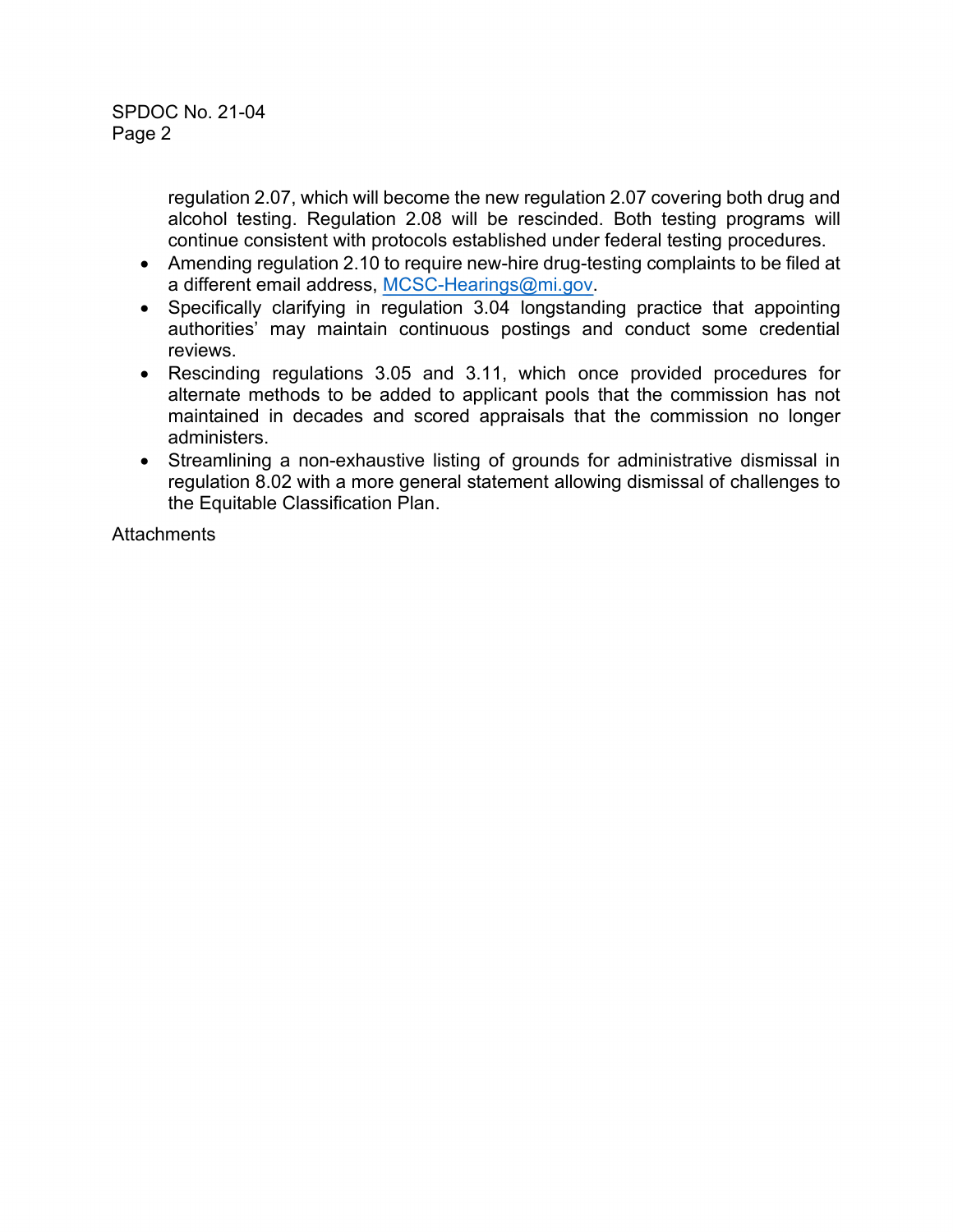regulation 2.07, which will become the new regulation 2.07 covering both drug and alcohol testing. Regulation 2.08 will be rescinded. Both testing programs will continue consistent with protocols established under federal testing procedures.

- Amending regulation 2.10 to require new-hire drug-testing complaints to be filed at a different email address, MCSC-Hearings@mi.gov.
- Specifically clarifying in regulation 3.04 longstanding practice that appointing authorities' may maintain continuous postings and conduct some credential reviews.
- Rescinding regulations 3.05 and 3.11, which once provided procedures for alternate methods to be added to applicant pools that the commission has not maintained in decades and scored appraisals that the commission no longer administers.
- Streamlining a non-exhaustive listing of grounds for administrative dismissal in regulation 8.02 with a more general statement allowing dismissal of challenges to the Equitable Classification Plan.

Attachments